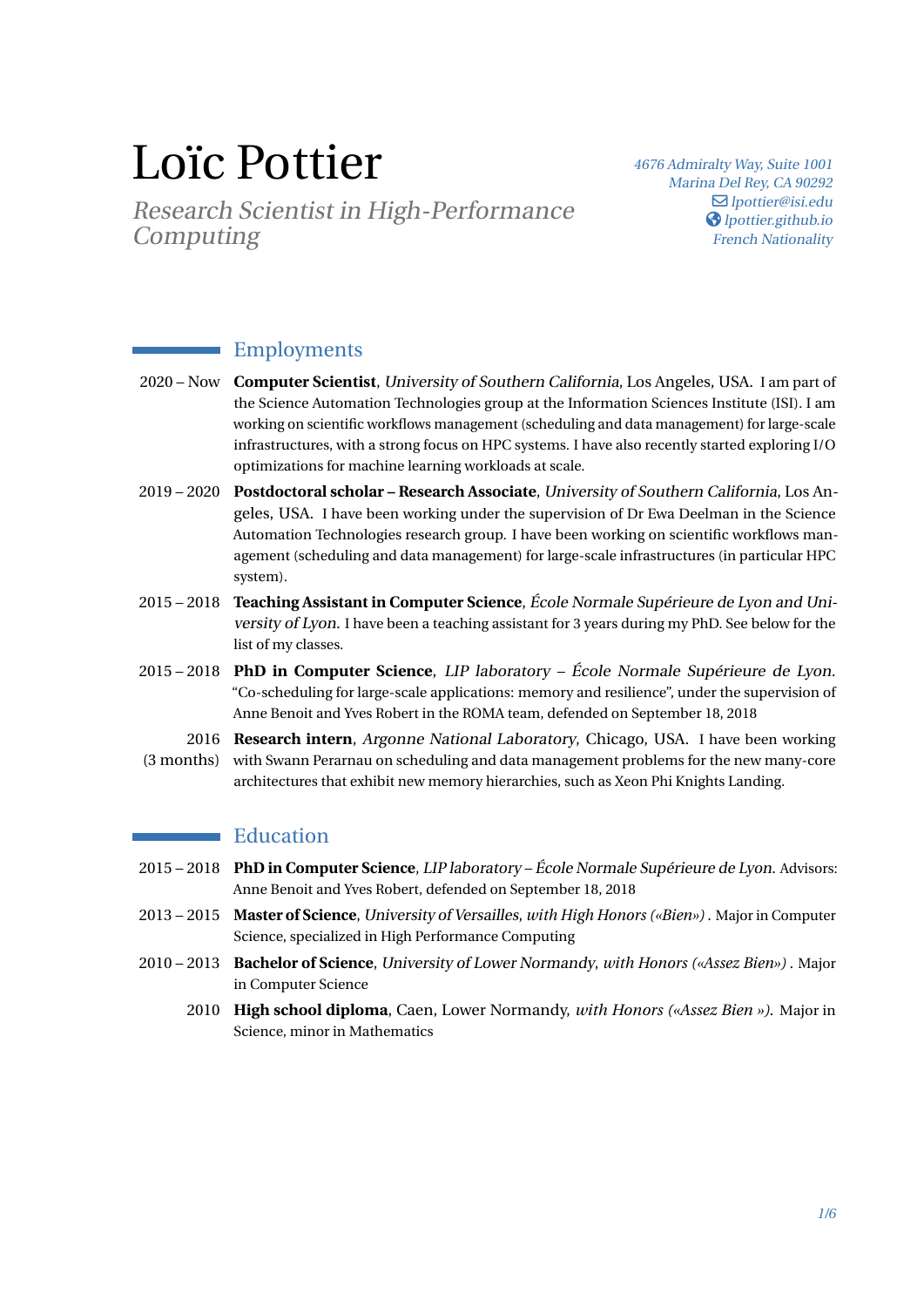# Loïc Pottier

*Research Scientist in High-Performance Computing*

*4676 Admiralty Way, Suite 1001*
*Marina Del Rey, CA 90292*
*lpottier@isi.edu*
*lpottier.github.io*
*French Nationality*

## Employments

2020 – Now **Computer Scientist**, *University of Southern California*, Los Angeles, USA. I am part of the Science Automation Technologies group at the Information Sciences Institute (ISI). I am working on scientific workflows management (scheduling and data management) for large-scale infrastructures, with a strong focus on HPC systems. I have also recently started exploring I/O optimizations for machine learning workloads at scale.

2019 – 2020 **Postdoctoral scholar – Research Associate**, *University of Southern California*, Los Angeles, USA. I have been working under the supervision of Dr Ewa Deelman in the Science Automation Technologies research group. I have been working on scientific workflows management (scheduling and data management) for large-scale infrastructures (in particular HPC system).

2015 – 2018 **Teaching Assistant in Computer Science**, *École Normale Supérieure de Lyon and University of Lyon*. I have been a teaching assistant for 3 years during my PhD. See below for the list of my classes.

2015 – 2018 **PhD in Computer Science**, *LIP laboratory – École Normale Supérieure de Lyon*. "Co-scheduling for large-scale applications: memory and resilience", under the supervision of Anne Benoit and Yves Robert in the ROMA team, defended on September 18, 2018

2016 (3 months) **Research intern**, *Argonne National Laboratory*, Chicago, USA. I have been working with Swann Perarnau on scheduling and data management problems for the new many-core architectures that exhibit new memory hierarchies, such as Xeon Phi Knights Landing.

## Education

2015 – 2018 **PhD in Computer Science**, *LIP laboratory – École Normale Supérieure de Lyon*. Advisors: Anne Benoit and Yves Robert, defended on September 18, 2018

2013 – 2015 **Master of Science**, *University of Versailles*, *with High Honors («Bien»)* . Major in Computer Science, specialized in High Performance Computing

2010 – 2013 **Bachelor of Science**, *University of Lower Normandy*, *with Honors («Assez Bien»)* . Major in Computer Science

2010 **High school diploma**, Caen, Lower Normandy, *with Honors («Assez Bien »)*. Major in Science, minor in Mathematics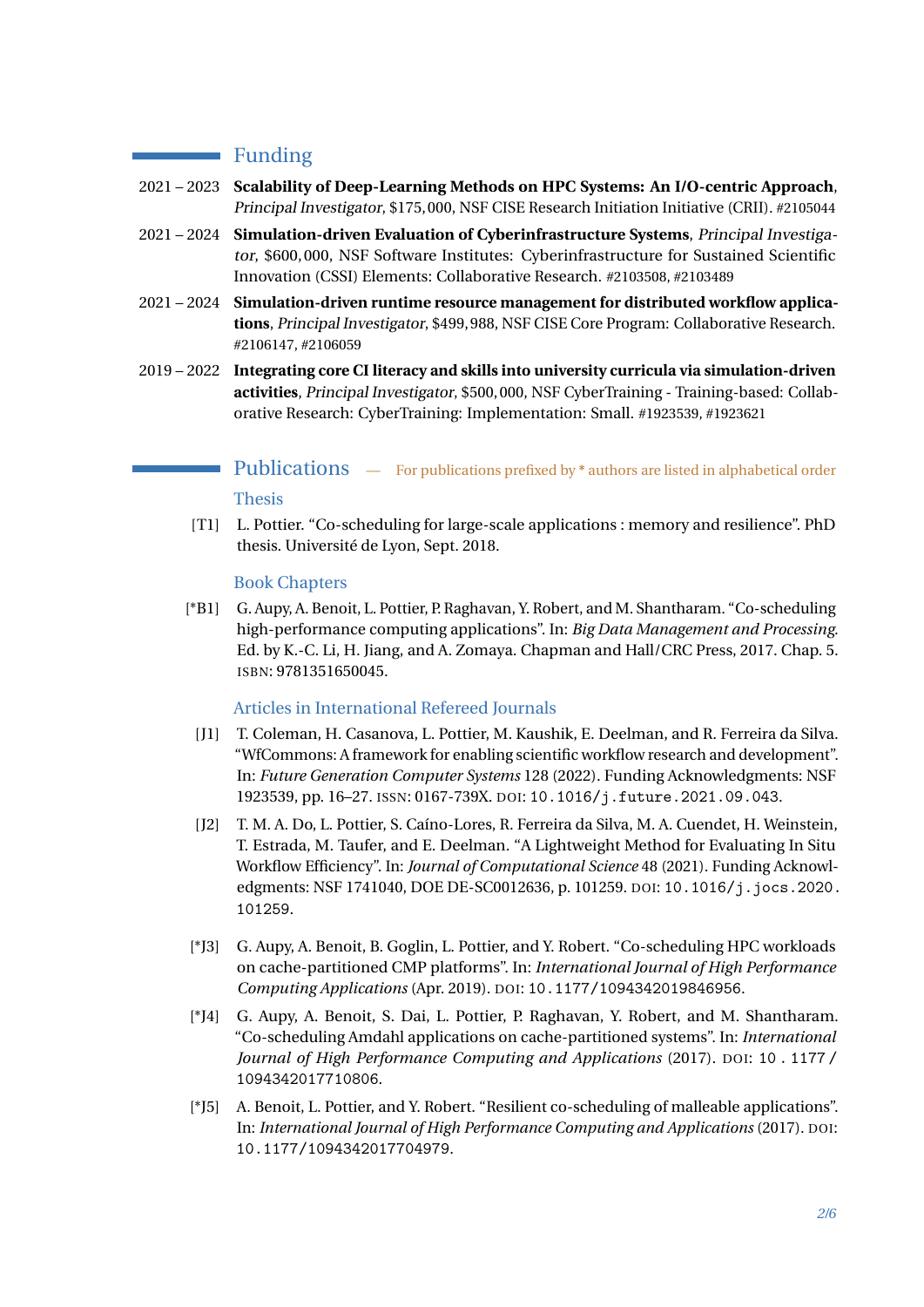## Funding

2021 – 2023 **Scalability of Deep-Learning Methods on HPC Systems: An I/O-centric Approach**, *Principal Investigator*, $175,000, NSF CISE Research Initiation Initiative (CRII). #2105044

2021 – 2024 **Simulation-driven Evaluation of Cyberinfrastructure Systems**, *Principal Investigator*, $600,000, NSF Software Institutes: Cyberinfrastructure for Sustained Scientific Innovation (CSSI) Elements: Collaborative Research. #2103508, #2103489

2021 – 2024 **Simulation-driven runtime resource management for distributed workflow applications**, *Principal Investigator*, $499,988, NSF CISE Core Program: Collaborative Research. #2106147, #2106059

2019 – 2022 **Integrating core CI literacy and skills into university curricula via simulation-driven activities**, *Principal Investigator*, $500,000, NSF CyberTraining - Training-based: Collaborative Research: CyberTraining: Implementation: Small. #1923539, #1923621

## Publications — For publications prefixed by * authors are listed in alphabetical order

### Thesis

[T1] L. Pottier. "Co-scheduling for large-scale applications : memory and resilience". PhD thesis. Université de Lyon, Sept. 2018.

### Book Chapters

[*B1] G. Aupy, A. Benoit, L. Pottier, P. Raghavan, Y. Robert, and M. Shantharam. "Co-scheduling high-performance computing applications". In: *Big Data Management and Processing*. Ed. by K.-C. Li, H. Jiang, and A. Zomaya. Chapman and Hall/CRC Press, 2017. Chap. 5. ISBN: 9781351650045.

### Articles in International Refereed Journals

[J1] T. Coleman, H. Casanova, L. Pottier, M. Kaushik, E. Deelman, and R. Ferreira da Silva. "WfCommons: A framework for enabling scientific workflow research and development". In: *Future Generation Computer Systems* 128 (2022). Funding Acknowledgments: NSF 1923539, pp. 16–27. ISSN: 0167-739X. DOI: 10.1016/j.future.2021.09.043.

[J2] T. M. A. Do, L. Pottier, S. Caíno-Lores, R. Ferreira da Silva, M. A. Cuendet, H. Weinstein, T. Estrada, M. Taufer, and E. Deelman. "A Lightweight Method for Evaluating In Situ Workflow Efficiency". In: *Journal of Computational Science* 48 (2021). Funding Acknowledgments: NSF 1741040, DOE DE-SC0012636, p. 101259. DOI: 10.1016/j.jocs.2020.101259.

[*J3] G. Aupy, A. Benoit, B. Goglin, L. Pottier, and Y. Robert. "Co-scheduling HPC workloads on cache-partitioned CMP platforms". In: *International Journal of High Performance Computing Applications* (Apr. 2019). DOI: 10.1177/1094342019846956.

[*J4] G. Aupy, A. Benoit, S. Dai, L. Pottier, P. Raghavan, Y. Robert, and M. Shantharam. "Co-scheduling Amdahl applications on cache-partitioned systems". In: *International Journal of High Performance Computing and Applications* (2017). DOI: 10.1177/1094342017710806.

[*J5] A. Benoit, L. Pottier, and Y. Robert. "Resilient co-scheduling of malleable applications". In: *International Journal of High Performance Computing and Applications* (2017). DOI: 10.1177/1094342017704979.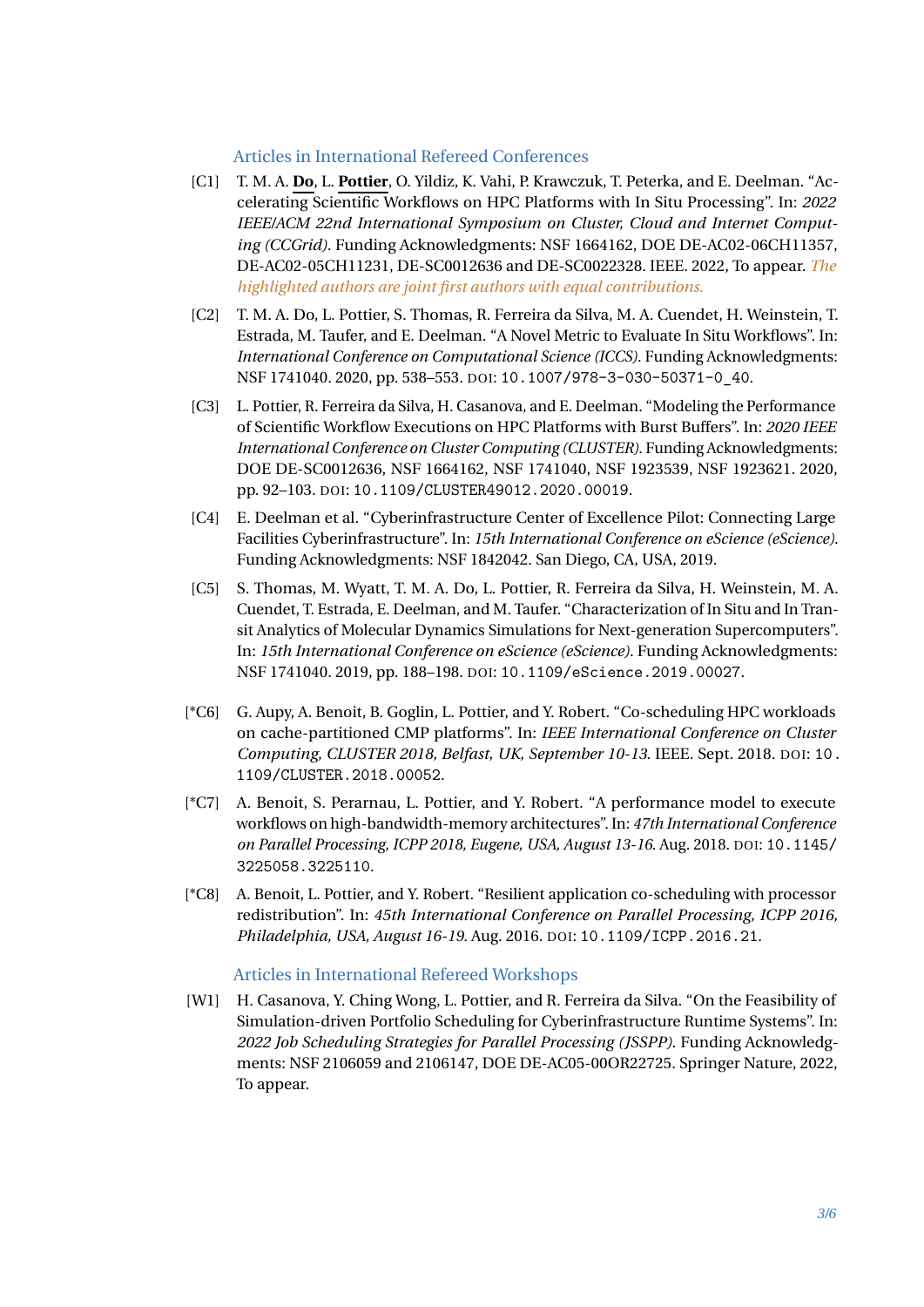### Articles in International Refereed Conferences

[C1] T. M. A. **Do**, L. **Pottier**, O. Yildiz, K. Vahi, P. Krawczuk, T. Peterka, and E. Deelman. "Accelerating Scientific Workflows on HPC Platforms with In Situ Processing". In: *2022 IEEE/ACM 22nd International Symposium on Cluster, Cloud and Internet Computing (CCGrid)*. Funding Acknowledgments: NSF 1664162, DOE DE-AC02-06CH11357, DE-AC02-05CH11231, DE-SC0012636 and DE-SC0022328. IEEE. 2022, To appear. *The highlighted authors are joint first authors with equal contributions.*

[C2] T. M. A. Do, L. Pottier, S. Thomas, R. Ferreira da Silva, M. A. Cuendet, H. Weinstein, T. Estrada, M. Taufer, and E. Deelman. "A Novel Metric to Evaluate In Situ Workflows". In: *International Conference on Computational Science (ICCS)*. Funding Acknowledgments: NSF 1741040. 2020, pp. 538–553. DOI: 10.1007/978-3-030-50371-0_40.

[C3] L. Pottier, R. Ferreira da Silva, H. Casanova, and E. Deelman. "Modeling the Performance of Scientific Workflow Executions on HPC Platforms with Burst Buffers". In: *2020 IEEE International Conference on Cluster Computing (CLUSTER)*. Funding Acknowledgments: DOE DE-SC0012636, NSF 1664162, NSF 1741040, NSF 1923539, NSF 1923621. 2020, pp. 92–103. DOI: 10.1109/CLUSTER49012.2020.00019.

[C4] E. Deelman et al. "Cyberinfrastructure Center of Excellence Pilot: Connecting Large Facilities Cyberinfrastructure". In: *15th International Conference on eScience (eScience)*. Funding Acknowledgments: NSF 1842042. San Diego, CA, USA, 2019.

[C5] S. Thomas, M. Wyatt, T. M. A. Do, L. Pottier, R. Ferreira da Silva, H. Weinstein, M. A. Cuendet, T. Estrada, E. Deelman, and M. Taufer. "Characterization of In Situ and In Transit Analytics of Molecular Dynamics Simulations for Next-generation Supercomputers". In: *15th International Conference on eScience (eScience)*. Funding Acknowledgments: NSF 1741040. 2019, pp. 188–198. DOI: 10.1109/eScience.2019.00027.

[*C6] G. Aupy, A. Benoit, B. Goglin, L. Pottier, and Y. Robert. "Co-scheduling HPC workloads on cache-partitioned CMP platforms". In: *IEEE International Conference on Cluster Computing, CLUSTER 2018, Belfast, UK, September 10-13*. IEEE. Sept. 2018. DOI: 10.1109/CLUSTER.2018.00052.

[*C7] A. Benoit, S. Perarnau, L. Pottier, and Y. Robert. "A performance model to execute workflows on high-bandwidth-memory architectures". In: *47th International Conference on Parallel Processing, ICPP 2018, Eugene, USA, August 13-16*. Aug. 2018. DOI: 10.1145/3225058.3225110.

[*C8] A. Benoit, L. Pottier, and Y. Robert. "Resilient application co-scheduling with processor redistribution". In: *45th International Conference on Parallel Processing, ICPP 2016, Philadelphia, USA, August 16-19*. Aug. 2016. DOI: 10.1109/ICPP.2016.21.

### Articles in International Refereed Workshops

[W1] H. Casanova, Y. Ching Wong, L. Pottier, and R. Ferreira da Silva. "On the Feasibility of Simulation-driven Portfolio Scheduling for Cyberinfrastructure Runtime Systems". In: *2022 Job Scheduling Strategies for Parallel Processing (JSSPP)*. Funding Acknowledgments: NSF 2106059 and 2106147, DOE DE-AC05-00OR22725. Springer Nature, 2022, To appear.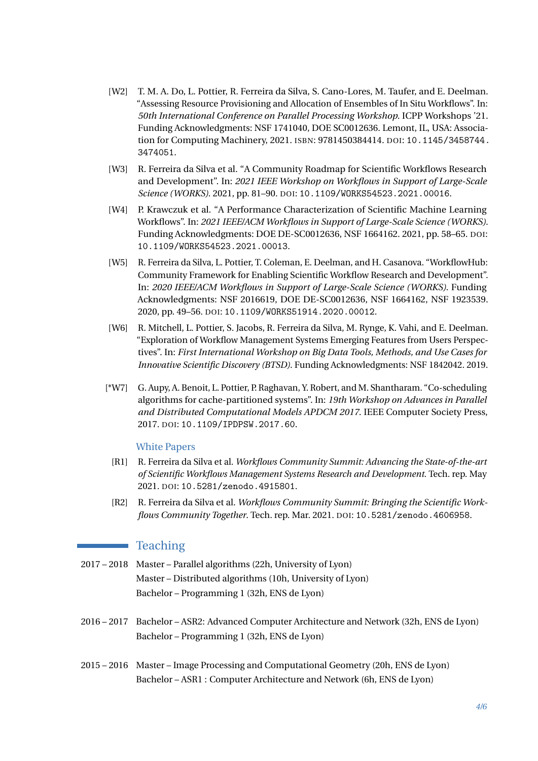[W2] T. M. A. Do, L. Pottier, R. Ferreira da Silva, S. Cano-Lores, M. Taufer, and E. Deelman. "Assessing Resource Provisioning and Allocation of Ensembles of In Situ Workflows". In: *50th International Conference on Parallel Processing Workshop*. ICPP Workshops '21. Funding Acknowledgments: NSF 1741040, DOE SC0012636. Lemont, IL, USA: Association for Computing Machinery, 2021. ISBN: 9781450384414. DOI: 10.1145/3458744.3474051.

[W3] R. Ferreira da Silva et al. "A Community Roadmap for Scientific Workflows Research and Development". In: *2021 IEEE Workshop on Workflows in Support of Large-Scale Science (WORKS)*. 2021, pp. 81–90. DOI: 10.1109/WORKS54523.2021.00016.

[W4] P. Krawczuk et al. "A Performance Characterization of Scientific Machine Learning Workflows". In: *2021 IEEE/ACM Workflows in Support of Large-Scale Science (WORKS)*. Funding Acknowledgments: DOE DE-SC0012636, NSF 1664162. 2021, pp. 58–65. DOI: 10.1109/WORKS54523.2021.00013.

[W5] R. Ferreira da Silva, L. Pottier, T. Coleman, E. Deelman, and H. Casanova. "WorkflowHub: Community Framework for Enabling Scientific Workflow Research and Development". In: *2020 IEEE/ACM Workflows in Support of Large-Scale Science (WORKS)*. Funding Acknowledgments: NSF 2016619, DOE DE-SC0012636, NSF 1664162, NSF 1923539. 2020, pp. 49–56. DOI: 10.1109/WORKS51914.2020.00012.

[W6] R. Mitchell, L. Pottier, S. Jacobs, R. Ferreira da Silva, M. Rynge, K. Vahi, and E. Deelman. "Exploration of Workflow Management Systems Emerging Features from Users Perspectives". In: *First International Workshop on Big Data Tools, Methods, and Use Cases for Innovative Scientific Discovery (BTSD)*. Funding Acknowledgments: NSF 1842042. 2019.

[*W7] G. Aupy, A. Benoit, L. Pottier, P. Raghavan, Y. Robert, and M. Shantharam. "Co-scheduling algorithms for cache-partitioned systems". In: *19th Workshop on Advances in Parallel and Distributed Computational Models APDCM 2017*. IEEE Computer Society Press, 2017. DOI: 10.1109/IPDPSW.2017.60.

### White Papers

[R1] R. Ferreira da Silva et al. *Workflows Community Summit: Advancing the State-of-the-art of Scientific Workflows Management Systems Research and Development*. Tech. rep. May 2021. DOI: 10.5281/zenodo.4915801.

[R2] R. Ferreira da Silva et al. *Workflows Community Summit: Bringing the Scientific Workflows Community Together*. Tech. rep. Mar. 2021. DOI: 10.5281/zenodo.4606958.

## Teaching

2017 – 2018
Master – Parallel algorithms (22h, University of Lyon)
Master – Distributed algorithms (10h, University of Lyon)
Bachelor – Programming 1 (32h, ENS de Lyon)

2016 – 2017
Bachelor – ASR2: Advanced Computer Architecture and Network (32h, ENS de Lyon)
Bachelor – Programming 1 (32h, ENS de Lyon)

2015 – 2016
Master – Image Processing and Computational Geometry (20h, ENS de Lyon)
Bachelor – ASR1 : Computer Architecture and Network (6h, ENS de Lyon)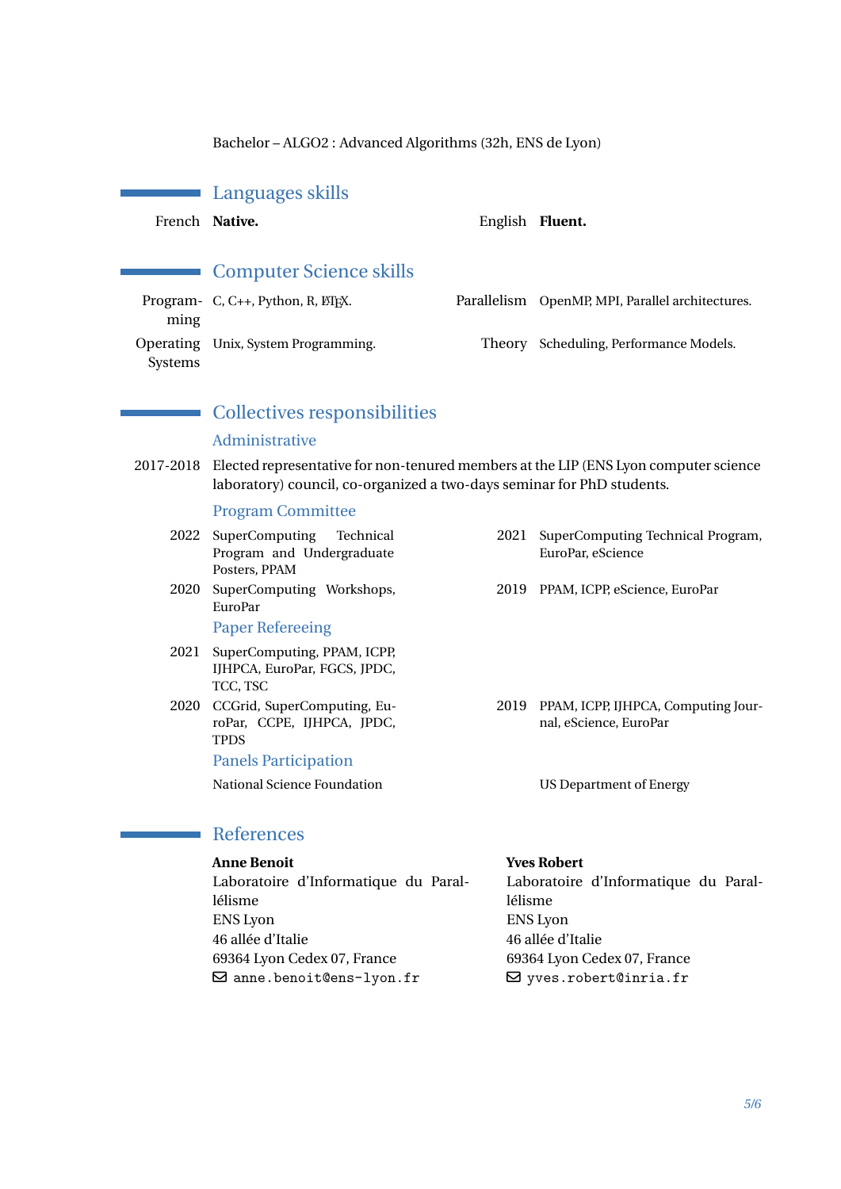Bachelor – ALGO2 : Advanced Algorithms (32h, ENS de Lyon)

## Languages skills

French **Native.**

English **Fluent.**

## Computer Science skills

**Programming** C, C++, Python, R, LaTeX.

**Parallelism** OpenMP, MPI, Parallel architectures.

**Operating Systems** Unix, System Programming.

**Theory** Scheduling, Performance Models.

## Collectives responsibilities

### Administrative

2017-2018 Elected representative for non-tenured members at the LIP (ENS Lyon computer science laboratory) council, co-organized a two-days seminar for PhD students.

### Program Committee

2022 SuperComputing Technical Program and Undergraduate Posters, PPAM

2021 SuperComputing Technical Program, EuroPar, eScience

2020 SuperComputing Workshops, EuroPar

2019 PPAM, ICPP, eScience, EuroPar

### Paper Refereeing

2021 SuperComputing, PPAM, ICPP, IJHPCA, EuroPar, FGCS, JPDC, TCC, TSC

2020 CCGrid, SuperComputing, EuroPar, CCPE, IJHPCA, JPDC, TPDS

2019 PPAM, ICPP, IJHPCA, Computing Journal, eScience, EuroPar

### Panels Participation

National Science Foundation

US Department of Energy

## References

**Anne Benoit**
Laboratoire d'Informatique du Parallélisme
ENS Lyon
46 allée d'Italie
69364 Lyon Cedex 07, France
anne.benoit@ens-lyon.fr

**Yves Robert**
Laboratoire d'Informatique du Parallélisme
ENS Lyon
46 allée d'Italie
69364 Lyon Cedex 07, France
yves.robert@inria.fr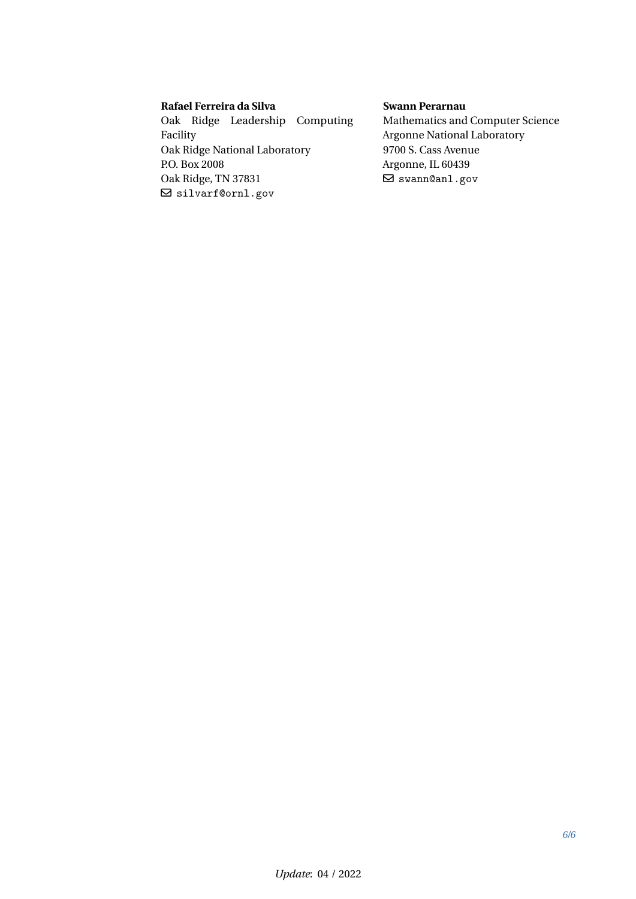**Rafael Ferreira da Silva**
Oak Ridge Leadership Computing Facility
Oak Ridge National Laboratory
P.O. Box 2008
Oak Ridge, TN 37831
✉ silvarf@ornl.gov

**Swann Perarnau**
Mathematics and Computer Science
Argonne National Laboratory
9700 S. Cass Avenue
Argonne, IL 60439
✉ swann@anl.gov

*Update*: 04 / 2022